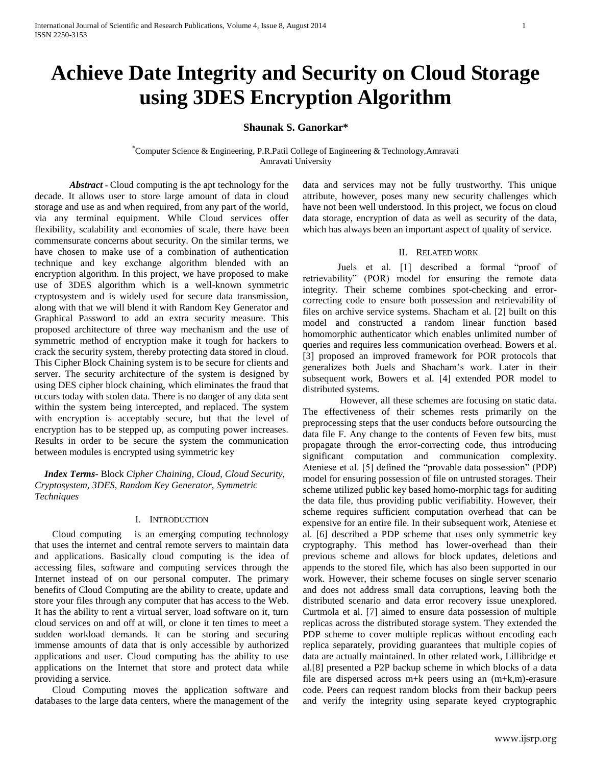# Achieve Date Integrity and Security on Cloud Storage using 3DES Encryption Algorithm

**Shaunak S. Ganorkar***

*Computer Science & Engineering, P.R.Patil College of Engineering & Technology,Amravati
Amravati University

***Abstract*** - Cloud computing is the apt technology for the decade. It allows user to store large amount of data in cloud storage and use as and when required, from any part of the world, via any terminal equipment. While Cloud services offer flexibility, scalability and economies of scale, there have been commensurate concerns about security. On the similar terms, we have chosen to make use of a combination of authentication technique and key exchange algorithm blended with an encryption algorithm. In this project, we have proposed to make use of 3DES algorithm which is a well-known symmetric cryptosystem and is widely used for secure data transmission, along with that we will blend it with Random Key Generator and Graphical Password to add an extra security measure. This proposed architecture of three way mechanism and the use of symmetric method of encryption make it tough for hackers to crack the security system, thereby protecting data stored in cloud. This Cipher Block Chaining system is to be secure for clients and server. The security architecture of the system is designed by using DES cipher block chaining, which eliminates the fraud that occurs today with stolen data. There is no danger of any data sent within the system being intercepted, and replaced. The system with encryption is acceptably secure, but that the level of encryption has to be stepped up, as computing power increases. Results in order to be secure the system the communication between modules is encrypted using symmetric key

***Index Terms***- Block *Cipher Chaining, Cloud, Cloud Security, Cryptosystem, 3DES, Random Key Generator, Symmetric Techniques*

## I. Introduction

Cloud computing is an emerging computing technology that uses the internet and central remote servers to maintain data and applications. Basically cloud computing is the idea of accessing files, software and computing services through the Internet instead of on our personal computer. The primary benefits of Cloud Computing are the ability to create, update and store your files through any computer that has access to the Web. It has the ability to rent a virtual server, load software on it, turn cloud services on and off at will, or clone it ten times to meet a sudden workload demands. It can be storing and securing immense amounts of data that is only accessible by authorized applications and user. Cloud computing has the ability to use applications on the Internet that store and protect data while providing a service.

Cloud Computing moves the application software and databases to the large data centers, where the management of the data and services may not be fully trustworthy. This unique attribute, however, poses many new security challenges which have not been well understood. In this project, we focus on cloud data storage, encryption of data as well as security of the data, which has always been an important aspect of quality of service.

## II. Related work

Juels et al. [1] described a formal "proof of retrievability" (POR) model for ensuring the remote data integrity. Their scheme combines spot-checking and error-correcting code to ensure both possession and retrievability of files on archive service systems. Shacham et al. [2] built on this model and constructed a random linear function based homomorphic authenticator which enables unlimited number of queries and requires less communication overhead. Bowers et al. [3] proposed an improved framework for POR protocols that generalizes both Juels and Shacham's work. Later in their subsequent work, Bowers et al. [4] extended POR model to distributed systems.

However, all these schemes are focusing on static data. The effectiveness of their schemes rests primarily on the preprocessing steps that the user conducts before outsourcing the data file F. Any change to the contents of Feven few bits, must propagate through the error-correcting code, thus introducing significant computation and communication complexity. Ateniese et al. [5] defined the "provable data possession" (PDP) model for ensuring possession of file on untrusted storages. Their scheme utilized public key based homo-morphic tags for auditing the data file, thus providing public verifiability. However, their scheme requires sufficient computation overhead that can be expensive for an entire file. In their subsequent work, Ateniese et al. [6] described a PDP scheme that uses only symmetric key cryptography. This method has lower-overhead than their previous scheme and allows for block updates, deletions and appends to the stored file, which has also been supported in our work. However, their scheme focuses on single server scenario and does not address small data corruptions, leaving both the distributed scenario and data error recovery issue unexplored. Curtmola et al. [7] aimed to ensure data possession of multiple replicas across the distributed storage system. They extended the PDP scheme to cover multiple replicas without encoding each replica separately, providing guarantees that multiple copies of data are actually maintained. In other related work, Lillibridge et al.[8] presented a P2P backup scheme in which blocks of a data file are dispersed across m+k peers using an (m+k,m)-erasure code. Peers can request random blocks from their backup peers and verify the integrity using separate keyed cryptographic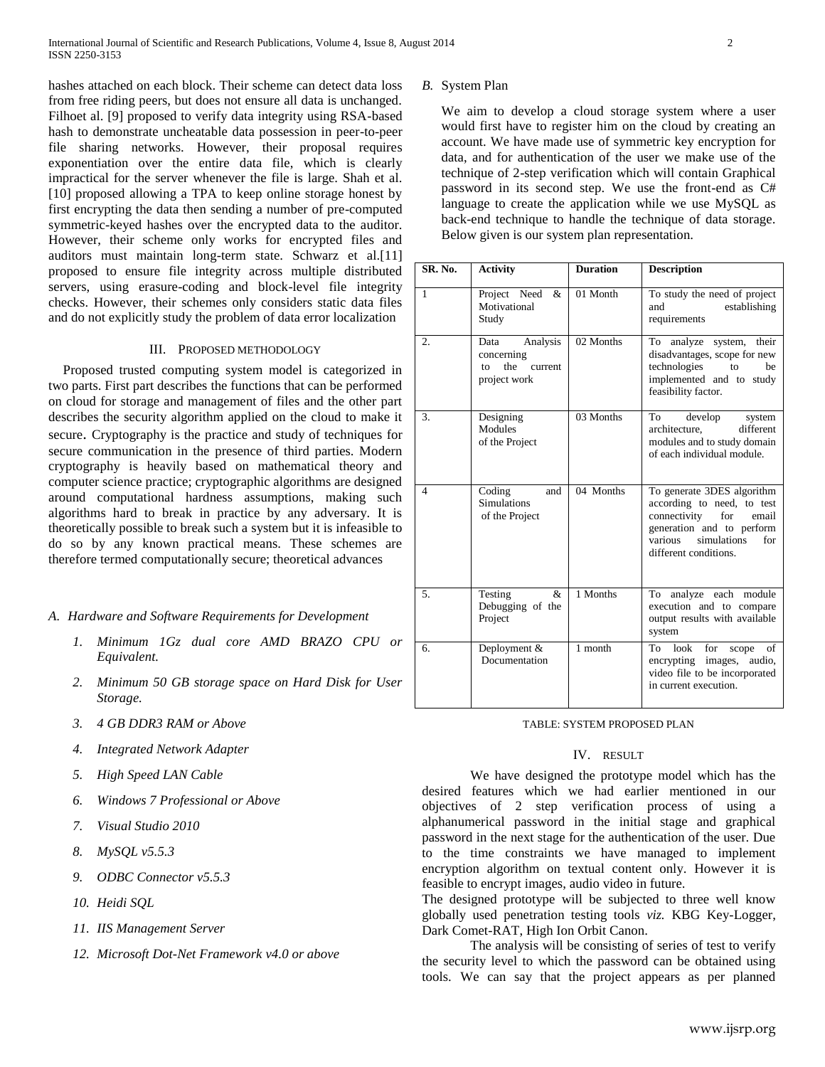hashes attached on each block. Their scheme can detect data loss from free riding peers, but does not ensure all data is unchanged. Filhoet al. [9] proposed to verify data integrity using RSA-based hash to demonstrate uncheatable data possession in peer-to-peer file sharing networks. However, their proposal requires exponentiation over the entire data file, which is clearly impractical for the server whenever the file is large. Shah et al. [10] proposed allowing a TPA to keep online storage honest by first encrypting the data then sending a number of pre-computed symmetric-keyed hashes over the encrypted data to the auditor. However, their scheme only works for encrypted files and auditors must maintain long-term state. Schwarz et al.[11] proposed to ensure file integrity across multiple distributed servers, using erasure-coding and block-level file integrity checks. However, their schemes only considers static data files and do not explicitly study the problem of data error localization

## III. Proposed Methodology

Proposed trusted computing system model is categorized in two parts. First part describes the functions that can be performed on cloud for storage and management of files and the other part describes the security algorithm applied on the cloud to make it secure. Cryptography is the practice and study of techniques for secure communication in the presence of third parties. Modern cryptography is heavily based on mathematical theory and computer science practice; cryptographic algorithms are designed around computational hardness assumptions, making such algorithms hard to break in practice by any adversary. It is theoretically possible to break such a system but it is infeasible to do so by any known practical means. These schemes are therefore termed computationally secure; theoretical advances

### *A. Hardware and Software Requirements for Development*

1. *Minimum 1Gz dual core AMD BRAZO CPU or Equivalent.*
2. *Minimum 50 GB storage space on Hard Disk for User Storage.*
3. *4 GB DDR3 RAM or Above*
4. *Integrated Network Adapter*
5. *High Speed LAN Cable*
6. *Windows 7 Professional or Above*
7. *Visual Studio 2010*
8. *MySQL v5.5.3*
9. *ODBC Connector v5.5.3*
10. *Heidi SQL*
11. *IIS Management Server*
12. *Microsoft Dot-Net Framework v4.0 or above*

### *B.* System Plan

We aim to develop a cloud storage system where a user would first have to register him on the cloud by creating an account. We have made use of symmetric key encryption for data, and for authentication of the user we make use of the technique of 2-step verification which will contain Graphical password in its second step. We use the front-end as C# language to create the application while we use MySQL as back-end technique to handle the technique of data storage. Below given is our system plan representation.

| SR. No. | Activity | Duration | Description |
|---|---|---|---|
| 1 | Project Need & Motivational Study | 01 Month | To study the need of project and establishing requirements |
| 2. | Data Analysis concerning to the current project work | 02 Months | To analyze system, their disadvantages, scope for new technologies to be implemented and to study feasibility factor. |
| 3. | Designing Modules of the Project | 03 Months | To develop system architecture, different modules and to study domain of each individual module. |
| 4 | Coding and Simulations of the Project | 04 Months | To generate 3DES algorithm according to need, to test connectivity for email generation and to perform various simulations for different conditions. |
| 5. | Testing & Debugging of the Project | 1 Months | To analyze each module execution and to compare output results with available system |
| 6. | Deployment & Documentation | 1 month | To look for scope of encrypting images, audio, video file to be incorporated in current execution. |

TABLE: SYSTEM PROPOSED PLAN

## IV. Result

We have designed the prototype model which has the desired features which we had earlier mentioned in our objectives of 2 step verification process of using a alphanumerical password in the initial stage and graphical password in the next stage for the authentication of the user. Due to the time constraints we have managed to implement encryption algorithm on textual content only. However it is feasible to encrypt images, audio video in future.

The designed prototype will be subjected to three well know globally used penetration testing tools *viz.* KBG Key-Logger, Dark Comet-RAT, High Ion Orbit Canon.

The analysis will be consisting of series of test to verify the security level to which the password can be obtained using tools. We can say that the project appears as per planned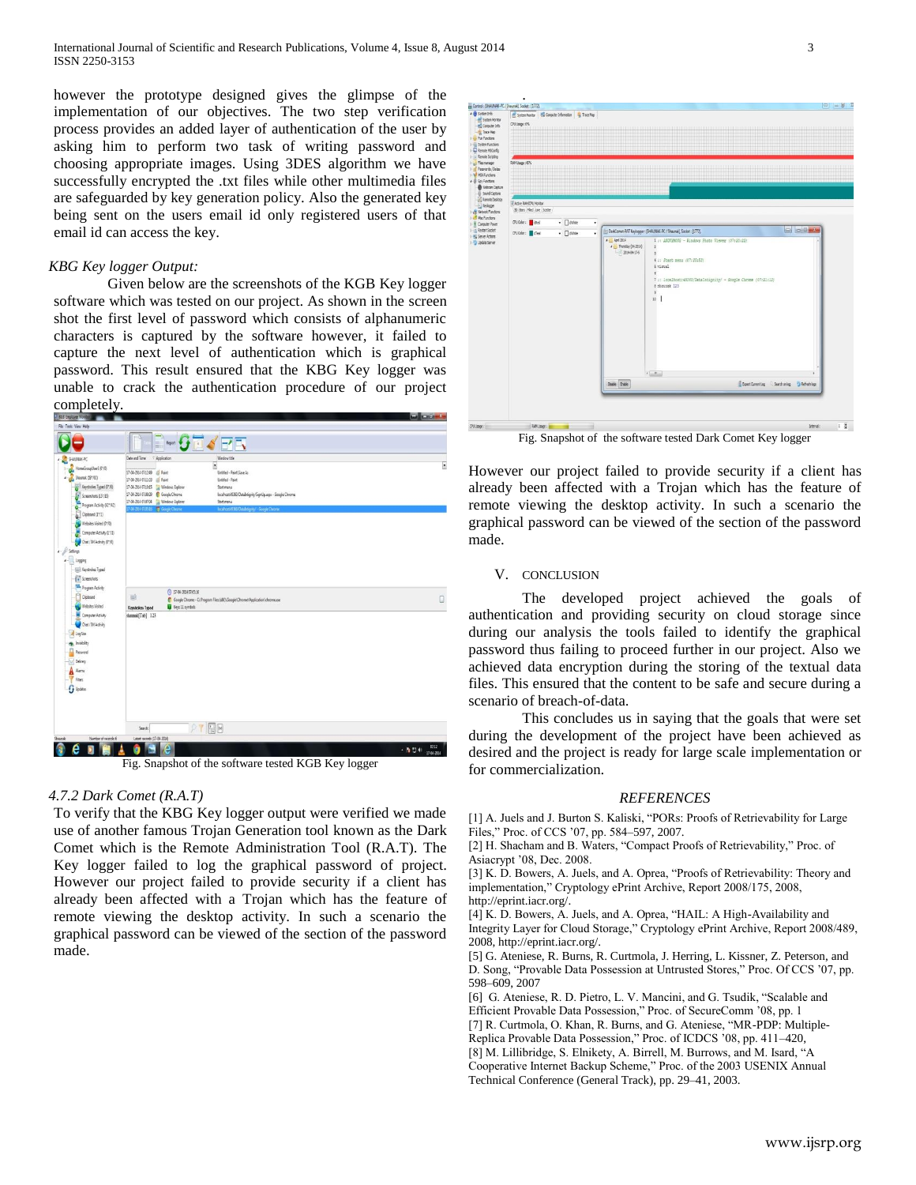however the prototype designed gives the glimpse of the implementation of our objectives. The two step verification process provides an added layer of authentication of the user by asking him to perform two task of writing password and choosing appropriate images. Using 3DES algorithm we have successfully encrypted the .txt files while other multimedia files are safeguarded by key generation policy. Also the generated key being sent on the users email id only registered users of that email id can access the key.

*KBG Key logger Output:*

Given below are the screenshots of the KGB Key logger software which was tested on our project. As shown in the screen shot the first level of password which consists of alphanumeric characters is captured by the software however, it failed to capture the next level of authentication which is graphical password. This result ensured that the KBG Key logger was unable to crack the authentication procedure of our project completely.

Fig. Snapshot of the software tested KGB Key logger

*4.7.2 Dark Comet (R.A.T)*

To verify that the KBG Key logger output were verified we made use of another famous Trojan Generation tool known as the Dark Comet which is the Remote Administration Tool (R.A.T). The Key logger failed to log the graphical password of project. However our project failed to provide security if a client has already been affected with a Trojan which has the feature of remote viewing the desktop activity. In such a scenario the graphical password can be viewed of the section of the password made.

Fig. Snapshot of the software tested Dark Comet Key logger

However our project failed to provide security if a client has already been affected with a Trojan which has the feature of remote viewing the desktop activity. In such a scenario the graphical password can be viewed of the section of the password made.

## V. CONCLUSION

The developed project achieved the goals of authentication and providing security on cloud storage since during our analysis the tools failed to identify the graphical password thus failing to proceed further in our project. Also we achieved data encryption during the storing of the textual data files. This ensured that the content to be safe and secure during a scenario of breach-of-data.

This concludes us in saying that the goals that were set during the development of the project have been achieved as desired and the project is ready for large scale implementation or for commercialization.

## REFERENCES

[1] A. Juels and J. Burton S. Kaliski, "PORs: Proofs of Retrievability for Large Files," Proc. of CCS '07, pp. 584–597, 2007.

[2] H. Shacham and B. Waters, "Compact Proofs of Retrievability," Proc. of Asiacrypt '08, Dec. 2008.

[3] K. D. Bowers, A. Juels, and A. Oprea, "Proofs of Retrievability: Theory and implementation," Cryptology ePrint Archive, Report 2008/175, 2008, http://eprint.iacr.org/.

[4] K. D. Bowers, A. Juels, and A. Oprea, "HAIL: A High-Availability and Integrity Layer for Cloud Storage," Cryptology ePrint Archive, Report 2008/489, 2008, http://eprint.iacr.org/.

[5] G. Ateniese, R. Burns, R. Curtmola, J. Herring, L. Kissner, Z. Peterson, and D. Song, "Provable Data Possession at Untrusted Stores," Proc. Of CCS '07, pp. 598–609, 2007

[6] G. Ateniese, R. D. Pietro, L. V. Mancini, and G. Tsudik, "Scalable and Efficient Provable Data Possession," Proc. of SecureComm '08, pp. 1

[7] R. Curtmola, O. Khan, R. Burns, and G. Ateniese, "MR-PDP: Multiple-Replica Provable Data Possession," Proc. of ICDCS '08, pp. 411–420,

[8] M. Lillibridge, S. Elnikety, A. Birrell, M. Burrows, and M. Isard, "A Cooperative Internet Backup Scheme," Proc. of the 2003 USENIX Annual Technical Conference (General Track), pp. 29–41, 2003.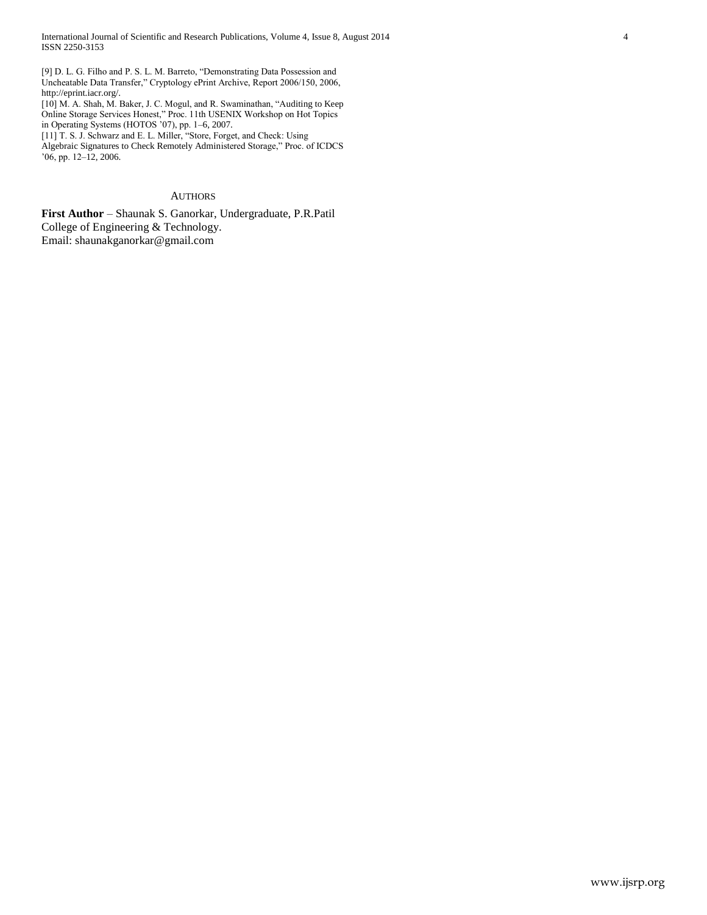[9] D. L. G. Filho and P. S. L. M. Barreto, "Demonstrating Data Possession and Uncheatable Data Transfer," Cryptology ePrint Archive, Report 2006/150, 2006, http://eprint.iacr.org/.

[10] M. A. Shah, M. Baker, J. C. Mogul, and R. Swaminathan, "Auditing to Keep Online Storage Services Honest," Proc. 11th USENIX Workshop on Hot Topics in Operating Systems (HOTOS '07), pp. 1–6, 2007.

[11] T. S. J. Schwarz and E. L. Miller, "Store, Forget, and Check: Using Algebraic Signatures to Check Remotely Administered Storage," Proc. of ICDCS '06, pp. 12–12, 2006.

## AUTHORS

**First Author** – Shaunak S. Ganorkar, Undergraduate, P.R.Patil College of Engineering & Technology.
Email: shaunakganorkar@gmail.com